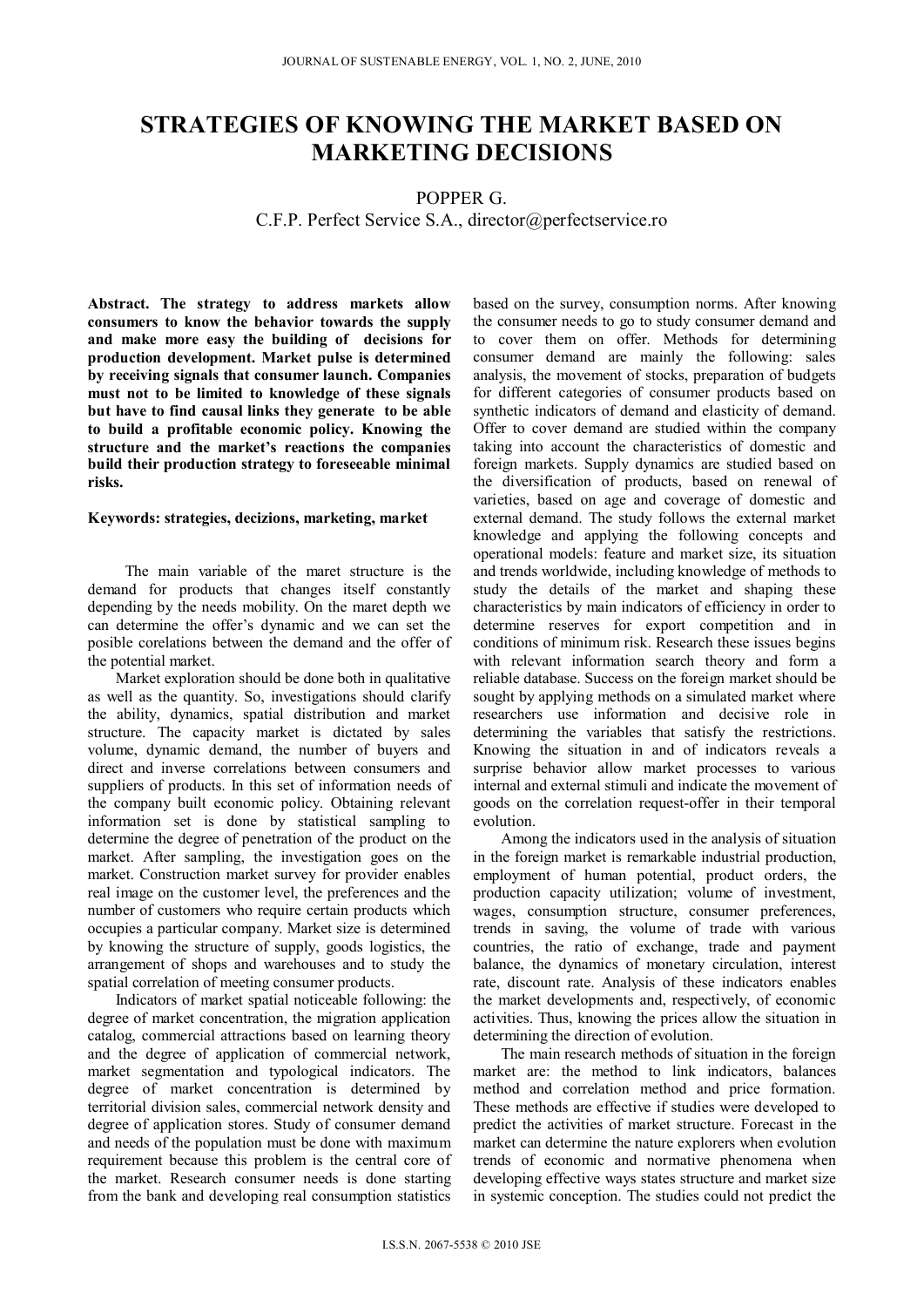# STRATEGIES OF KNOWING THE MARKET BASED ON MARKETING DECISIONS

POPPER G.

C.F.P. Perfect Service S.A., director@perfectservice.ro

**Abstract. The strategy to address markets allow consumers to know the behavior towards the supply and make more easy the building of decisions for production development. Market pulse is determined by receiving signals that consumer launch. Companies must not to be limited to knowledge of these signals but have to find causal links they generate to be able to build a profitable economic policy. Knowing the structure and the market's reactions the companies build their production strategy to foreseeable minimal risks.**

**Keywords: strategies, decizions, marketing, market**

The main variable of the maret structure is the demand for products that changes itself constantly depending by the needs mobility. On the maret depth we can determine the offer's dynamic and we can set the posible corelations between the demand and the offer of the potential market.

Market exploration should be done both in qualitative as well as the quantity. So, investigations should clarify the ability, dynamics, spatial distribution and market structure. The capacity market is dictated by sales volume, dynamic demand, the number of buyers and direct and inverse correlations between consumers and suppliers of products. In this set of information needs of the company built economic policy. Obtaining relevant information set is done by statistical sampling to determine the degree of penetration of the product on the market. After sampling, the investigation goes on the market. Construction market survey for provider enables real image on the customer level, the preferences and the number of customers who require certain products which occupies a particular company. Market size is determined by knowing the structure of supply, goods logistics, the arrangement of shops and warehouses and to study the spatial correlation of meeting consumer products.

Indicators of market spatial noticeable following: the degree of market concentration, the migration application catalog, commercial attractions based on learning theory and the degree of application of commercial network, market segmentation and typological indicators. The degree of market concentration is determined by territorial division sales, commercial network density and degree of application stores. Study of consumer demand and needs of the population must be done with maximum requirement because this problem is the central core of the market. Research consumer needs is done starting from the bank and developing real consumption statistics based on the survey, consumption norms. After knowing the consumer needs to go to study consumer demand and to cover them on offer. Methods for determining consumer demand are mainly the following: sales analysis, the movement of stocks, preparation of budgets for different categories of consumer products based on synthetic indicators of demand and elasticity of demand. Offer to cover demand are studied within the company taking into account the characteristics of domestic and foreign markets. Supply dynamics are studied based on the diversification of products, based on renewal of varieties, based on age and coverage of domestic and external demand. The study follows the external market knowledge and applying the following concepts and operational models: feature and market size, its situation and trends worldwide, including knowledge of methods to study the details of the market and shaping these characteristics by main indicators of efficiency in order to determine reserves for export competition and in conditions of minimum risk. Research these issues begins with relevant information search theory and form a reliable database. Success on the foreign market should be sought by applying methods on a simulated market where researchers use information and decisive role in determining the variables that satisfy the restrictions. Knowing the situation in and of indicators reveals a surprise behavior allow market processes to various internal and external stimuli and indicate the movement of goods on the correlation request-offer in their temporal evolution.

Among the indicators used in the analysis of situation in the foreign market is remarkable industrial production, employment of human potential, product orders, the production capacity utilization; volume of investment, wages, consumption structure, consumer preferences, trends in saving, the volume of trade with various countries, the ratio of exchange, trade and payment balance, the dynamics of monetary circulation, interest rate, discount rate. Analysis of these indicators enables the market developments and, respectively, of economic activities. Thus, knowing the prices allow the situation in determining the direction of evolution.

The main research methods of situation in the foreign market are: the method to link indicators, balances method and correlation method and price formation. These methods are effective if studies were developed to predict the activities of market structure. Forecast in the market can determine the nature explorers when evolution trends of economic and normative phenomena when developing effective ways states structure and market size in systemic conception. The studies could not predict the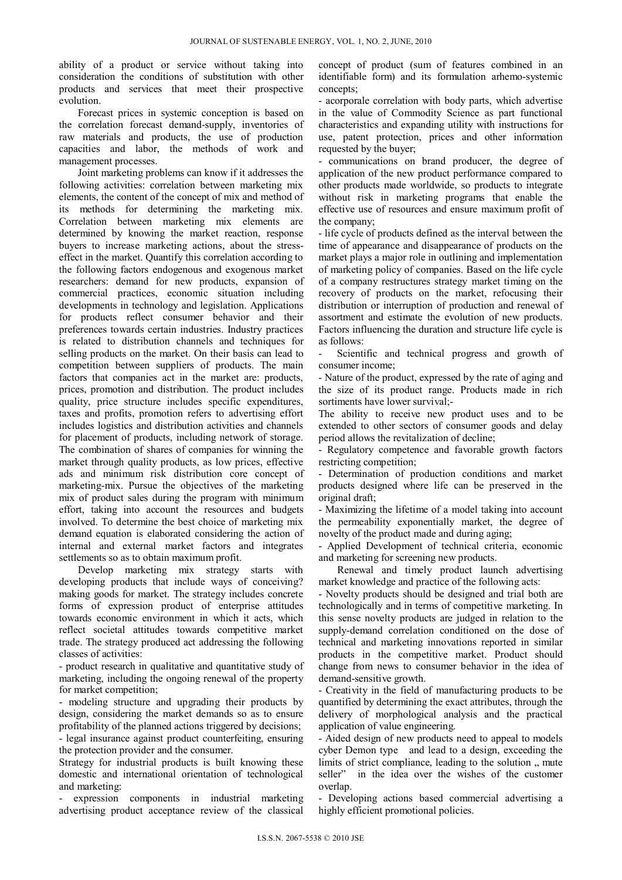ability of a product or service without taking into consideration the conditions of substitution with other products and services that meet their prospective evolution.

Forecast prices in systemic conception is based on the correlation forecast demand-supply, inventories of raw materials and products, the use of production capacities and labor, the methods of work and management processes.

Joint marketing problems can know if it addresses the following activities: correlation between marketing mix elements, the content of the concept of mix and method of its methods for determining the marketing mix. Correlation between marketing mix elements are determined by knowing the market reaction, response buyers to increase marketing actions, about the stress-effect in the market. Quantify this correlation according to the following factors endogenous and exogenous market researchers: demand for new products, expansion of commercial practices, economic situation including developments in technology and legislation. Applications for products reflect consumer behavior and their preferences towards certain industries. Industry practices is related to distribution channels and techniques for selling products on the market. On their basis can lead to competition between suppliers of products. The main factors that companies act in the market are: products, prices, promotion and distribution. The product includes quality, price structure includes specific expenditures, taxes and profits, promotion refers to advertising effort includes logistics and distribution activities and channels for placement of products, including network of storage. The combination of shares of companies for winning the market through quality products, as low prices, effective ads and minimum risk distribution core concept of marketing-mix. Pursue the objectives of the marketing mix of product sales during the program with minimum effort, taking into account the resources and budgets involved. To determine the best choice of marketing mix demand equation is elaborated considering the action of internal and external market factors and integrates settlements so as to obtain maximum profit.

Develop marketing mix strategy starts with developing products that include ways of conceiving? making goods for market. The strategy includes concrete forms of expression product of enterprise attitudes towards economic environment in which it acts, which reflect societal attitudes towards competitive market trade. The strategy produced act addressing the following classes of activities:

- product research in qualitative and quantitative study of marketing, including the ongoing renewal of the property for market competition;
- modeling structure and upgrading their products by design, considering the market demands so as to ensure profitability of the planned actions triggered by decisions;
- legal insurance against product counterfeiting, ensuring the protection provider and the consumer.

Strategy for industrial products is built knowing these domestic and international orientation of technological and marketing:

- expression components in industrial marketing advertising product acceptance review of the classical concept of product (sum of features combined in an identifiable form) and its formulation arhemo-systemic concepts;
- acorporale correlation with body parts, which advertise in the value of Commodity Science as part functional characteristics and expanding utility with instructions for use, patent protection, prices and other information requested by the buyer;
- communications on brand producer, the degree of application of the new product performance compared to other products made worldwide, so products to integrate without risk in marketing programs that enable the effective use of resources and ensure maximum profit of the company;
- life cycle of products defined as the interval between the time of appearance and disappearance of products on the market plays a major role in outlining and implementation of marketing policy of companies. Based on the life cycle of a company restructures strategy market timing on the recovery of products on the market, refocusing their distribution or interruption of production and renewal of assortment and estimate the evolution of new products. Factors influencing the duration and structure life cycle is as follows:

- Scientific and technical progress and growth of consumer income;
- Nature of the product, expressed by the rate of aging and the size of its product range. Products made in rich sortiments have lower survival;-

The ability to receive new product uses and to be extended to other sectors of consumer goods and delay period allows the revitalization of decline;

- Regulatory competence and favorable growth factors restricting competition;
- Determination of production conditions and market products designed where life can be preserved in the original draft;
- Maximizing the lifetime of a model taking into account the permeability exponentially market, the degree of novelty of the product made and during aging;
- Applied Development of technical criteria, economic and marketing for screening new products.

Renewal and timely product launch advertising market knowledge and practice of the following acts:

- Novelty products should be designed and trial both are technologically and in terms of competitive marketing. In this sense novelty products are judged in relation to the supply-demand correlation conditioned on the dose of technical and marketing innovations reported in similar products in the competitive market. Product should change from news to consumer behavior in the idea of demand-sensitive growth.
- Creativity in the field of manufacturing products to be quantified by determining the exact attributes, through the delivery of morphological analysis and the practical application of value engineering.
- Aided design of new products need to appeal to models cyber Demon type and lead to a design, exceeding the limits of strict compliance, leading to the solution „ mute seller" in the idea over the wishes of the customer overlap.
- Developing actions based commercial advertising a highly efficient promotional policies.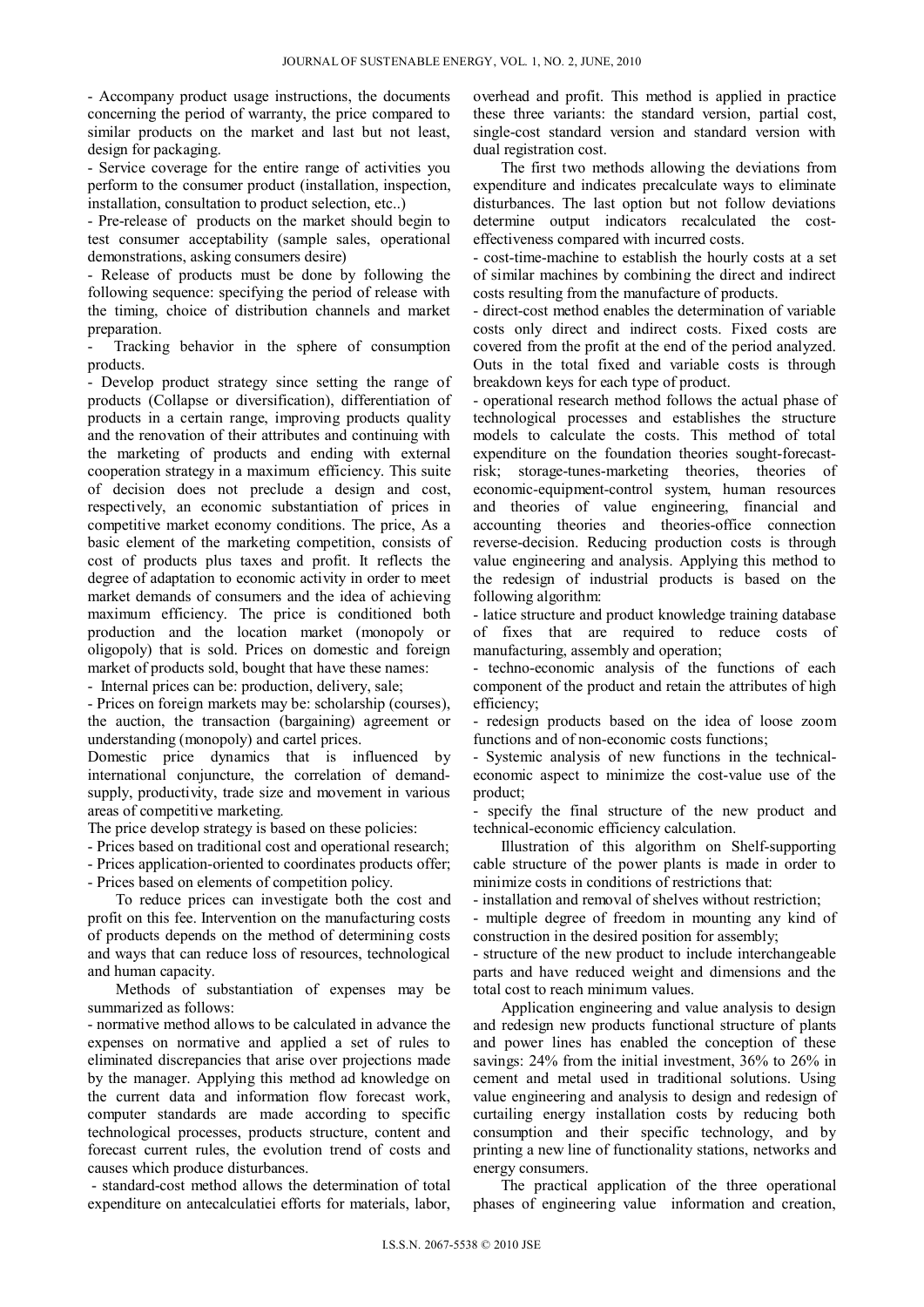- Accompany product usage instructions, the documents concerning the period of warranty, the price compared to similar products on the market and last but not least, design for packaging.

- Service coverage for the entire range of activities you perform to the consumer product (installation, inspection, installation, consultation to product selection, etc..)

- Pre-release of products on the market should begin to test consumer acceptability (sample sales, operational demonstrations, asking consumers desire)

- Release of products must be done by following the following sequence: specifying the period of release with the timing, choice of distribution channels and market preparation.

- Tracking behavior in the sphere of consumption products.

- Develop product strategy since setting the range of products (Collapse or diversification), differentiation of products in a certain range, improving products quality and the renovation of their attributes and continuing with the marketing of products and ending with external cooperation strategy in a maximum efficiency. This suite of decision does not preclude a design and cost, respectively, an economic substantiation of prices in competitive market economy conditions. The price, As a basic element of the marketing competition, consists of cost of products plus taxes and profit. It reflects the degree of adaptation to economic activity in order to meet market demands of consumers and the idea of achieving maximum efficiency. The price is conditioned both production and the location market (monopoly or oligopoly) that is sold. Prices on domestic and foreign market of products sold, bought that have these names:

- Internal prices can be: production, delivery, sale;

- Prices on foreign markets may be: scholarship (courses), the auction, the transaction (bargaining) agreement or understanding (monopoly) and cartel prices.

Domestic price dynamics that is influenced by international conjuncture, the correlation of demand-supply, productivity, trade size and movement in various areas of competitive marketing.

The price develop strategy is based on these policies:

- Prices based on traditional cost and operational research;
- Prices application-oriented to coordinates products offer;
- Prices based on elements of competition policy.

To reduce prices can investigate both the cost and profit on this fee. Intervention on the manufacturing costs of products depends on the method of determining costs and ways that can reduce loss of resources, technological and human capacity.

Methods of substantiation of expenses may be summarized as follows:

- normative method allows to be calculated in advance the expenses on normative and applied a set of rules to eliminated discrepancies that arise over projections made by the manager. Applying this method ad knowledge on the current data and information flow forecast work, computer standards are made according to specific technological processes, products structure, content and forecast current rules, the evolution trend of costs and causes which produce disturbances.

- standard-cost method allows the determination of total expenditure on antecalculatiei efforts for materials, labor, overhead and profit. This method is applied in practice these three variants: the standard version, partial cost, single-cost standard version and standard version with dual registration cost.

The first two methods allowing the deviations from expenditure and indicates precalculate ways to eliminate disturbances. The last option but not follow deviations determine output indicators recalculated the cost-effectiveness compared with incurred costs.

- cost-time-machine to establish the hourly costs at a set of similar machines by combining the direct and indirect costs resulting from the manufacture of products.

- direct-cost method enables the determination of variable costs only direct and indirect costs. Fixed costs are covered from the profit at the end of the period analyzed. Outs in the total fixed and variable costs is through breakdown keys for each type of product.

- operational research method follows the actual phase of technological processes and establishes the structure models to calculate the costs. This method of total expenditure on the foundation theories sought-forecast-risk; storage-tunes-marketing theories, theories of economic-equipment-control system, human resources and theories of value engineering, financial and accounting theories and theories-office connection reverse-decision. Reducing production costs is through value engineering and analysis. Applying this method to the redesign of industrial products is based on the following algorithm:

- latice structure and product knowledge training database of fixes that are required to reduce costs of manufacturing, assembly and operation;

- techno-economic analysis of the functions of each component of the product and retain the attributes of high efficiency;

- redesign products based on the idea of loose zoom functions and of non-economic costs functions;

- Systemic analysis of new functions in the technical-economic aspect to minimize the cost-value use of the product;

- specify the final structure of the new product and technical-economic efficiency calculation.

Illustration of this algorithm on Shelf-supporting cable structure of the power plants is made in order to minimize costs in conditions of restrictions that:

- installation and removal of shelves without restriction;

- multiple degree of freedom in mounting any kind of construction in the desired position for assembly;

- structure of the new product to include interchangeable parts and have reduced weight and dimensions and the total cost to reach minimum values.

Application engineering and value analysis to design and redesign new products functional structure of plants and power lines has enabled the conception of these savings: 24% from the initial investment, 36% to 26% in cement and metal used in traditional solutions. Using value engineering and analysis to design and redesign of curtailing energy installation costs by reducing both consumption and their specific technology, and by printing a new line of functionality stations, networks and energy consumers.

The practical application of the three operational phases of engineering value information and creation,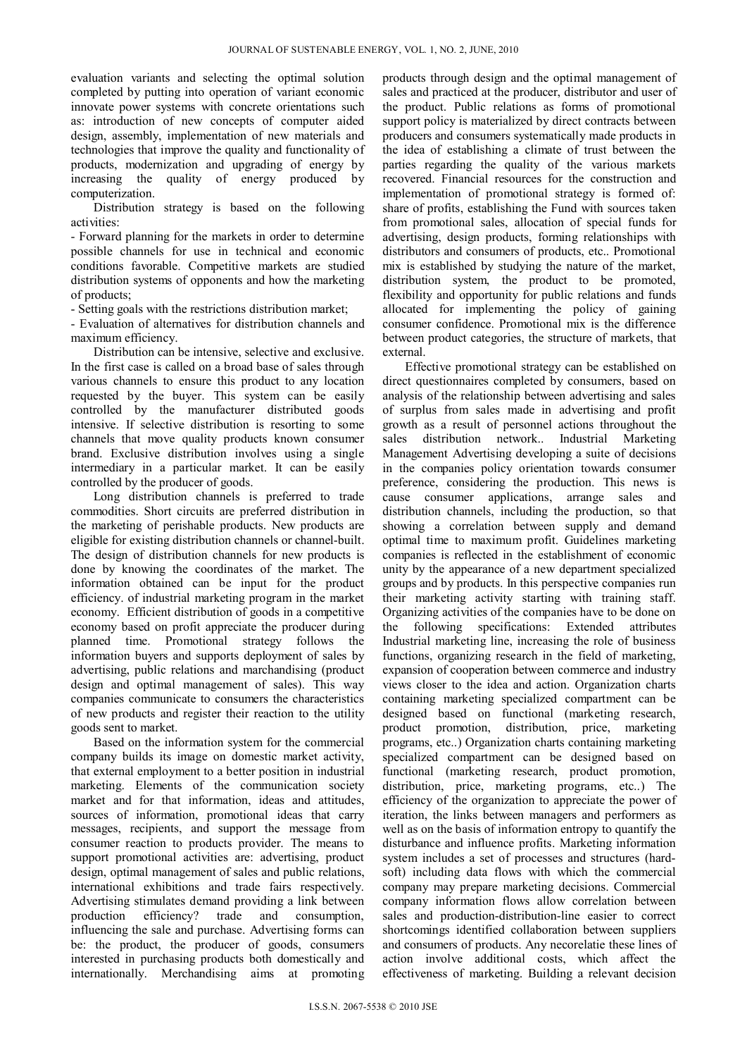evaluation variants and selecting the optimal solution completed by putting into operation of variant economic innovate power systems with concrete orientations such as: introduction of new concepts of computer aided design, assembly, implementation of new materials and technologies that improve the quality and functionality of products, modernization and upgrading of energy by increasing the quality of energy produced by computerization.

Distribution strategy is based on the following activities:

- Forward planning for the markets in order to determine possible channels for use in technical and economic conditions favorable. Competitive markets are studied distribution systems of opponents and how the marketing of products;
- Setting goals with the restrictions distribution market;
- Evaluation of alternatives for distribution channels and maximum efficiency.

Distribution can be intensive, selective and exclusive. In the first case is called on a broad base of sales through various channels to ensure this product to any location requested by the buyer. This system can be easily controlled by the manufacturer distributed goods intensive. If selective distribution is resorting to some channels that move quality products known consumer brand. Exclusive distribution involves using a single intermediary in a particular market. It can be easily controlled by the producer of goods.

Long distribution channels is preferred to trade commodities. Short circuits are preferred distribution in the marketing of perishable products. New products are eligible for existing distribution channels or channel-built. The design of distribution channels for new products is done by knowing the coordinates of the market. The information obtained can be input for the product efficiency. of industrial marketing program in the market economy. Efficient distribution of goods in a competitive economy based on profit appreciate the producer during planned time. Promotional strategy follows the information buyers and supports deployment of sales by advertising, public relations and marchandising (product design and optimal management of sales). This way companies communicate to consumers the characteristics of new products and register their reaction to the utility goods sent to market.

Based on the information system for the commercial company builds its image on domestic market activity, that external employment to a better position in industrial marketing. Elements of the communication society market and for that information, ideas and attitudes, sources of information, promotional ideas that carry messages, recipients, and support the message from consumer reaction to products provider. The means to support promotional activities are: advertising, product design, optimal management of sales and public relations, international exhibitions and trade fairs respectively. Advertising stimulates demand providing a link between production efficiency? trade and consumption, influencing the sale and purchase. Advertising forms can be: the product, the producer of goods, consumers interested in purchasing products both domestically and internationally. Merchandising aims at promoting products through design and the optimal management of sales and practiced at the producer, distributor and user of the product. Public relations as forms of promotional support policy is materialized by direct contracts between producers and consumers systematically made products in the idea of establishing a climate of trust between the parties regarding the quality of the various markets recovered. Financial resources for the construction and implementation of promotional strategy is formed of: share of profits, establishing the Fund with sources taken from promotional sales, allocation of special funds for advertising, design products, forming relationships with distributors and consumers of products, etc.. Promotional mix is established by studying the nature of the market, distribution system, the product to be promoted, flexibility and opportunity for public relations and funds allocated for implementing the policy of gaining consumer confidence. Promotional mix is the difference between product categories, the structure of markets, that external.

Effective promotional strategy can be established on direct questionnaires completed by consumers, based on analysis of the relationship between advertising and sales of surplus from sales made in advertising and profit growth as a result of personnel actions throughout the sales distribution network.. Industrial Marketing Management Advertising developing a suite of decisions in the companies policy orientation towards consumer preference, considering the production. This news is cause consumer applications, arrange sales and distribution channels, including the production, so that showing a correlation between supply and demand optimal time to maximum profit. Guidelines marketing companies is reflected in the establishment of economic unity by the appearance of a new department specialized groups and by products. In this perspective companies run their marketing activity starting with training staff. Organizing activities of the companies have to be done on the following specifications: Extended attributes Industrial marketing line, increasing the role of business functions, organizing research in the field of marketing, expansion of cooperation between commerce and industry views closer to the idea and action. Organization charts containing marketing specialized compartment can be designed based on functional (marketing research, product promotion, distribution, price, marketing programs, etc..) Organization charts containing marketing specialized compartment can be designed based on functional (marketing research, product promotion, distribution, price, marketing programs, etc..) The efficiency of the organization to appreciate the power of iteration, the links between managers and performers as well as on the basis of information entropy to quantify the disturbance and influence profits. Marketing information system includes a set of processes and structures (hard-soft) including data flows with which the commercial company may prepare marketing decisions. Commercial company information flows allow correlation between sales and production-distribution-line easier to correct shortcomings identified collaboration between suppliers and consumers of products. Any necorelatie these lines of action involve additional costs, which affect the effectiveness of marketing. Building a relevant decision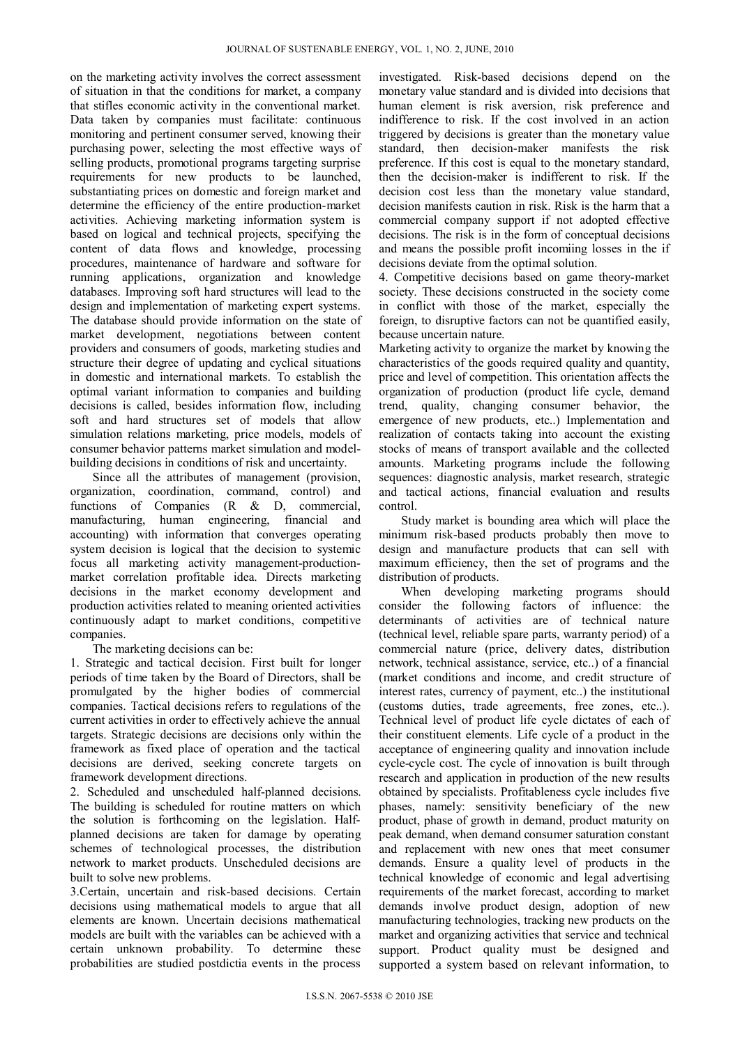on the marketing activity involves the correct assessment of situation in that the conditions for market, a company that stifles economic activity in the conventional market. Data taken by companies must facilitate: continuous monitoring and pertinent consumer served, knowing their purchasing power, selecting the most effective ways of selling products, promotional programs targeting surprise requirements for new products to be launched, substantiating prices on domestic and foreign market and determine the efficiency of the entire production-market activities. Achieving marketing information system is based on logical and technical projects, specifying the content of data flows and knowledge, processing procedures, maintenance of hardware and software for running applications, organization and knowledge databases. Improving soft hard structures will lead to the design and implementation of marketing expert systems. The database should provide information on the state of market development, negotiations between content providers and consumers of goods, marketing studies and structure their degree of updating and cyclical situations in domestic and international markets. To establish the optimal variant information to companies and building decisions is called, besides information flow, including soft and hard structures set of models that allow simulation relations marketing, price models, models of consumer behavior patterns market simulation and model-building decisions in conditions of risk and uncertainty.

Since all the attributes of management (provision, organization, coordination, command, control) and functions of Companies (R & D, commercial, manufacturing, human engineering, financial and accounting) with information that converges operating system decision is logical that the decision to systemic focus all marketing activity management-production-market correlation profitable idea. Directs marketing decisions in the market economy development and production activities related to meaning oriented activities continuously adapt to market conditions, competitive companies.

The marketing decisions can be:

1. Strategic and tactical decision. First built for longer periods of time taken by the Board of Directors, shall be promulgated by the higher bodies of commercial companies. Tactical decisions refers to regulations of the current activities in order to effectively achieve the annual targets. Strategic decisions are decisions only within the framework as fixed place of operation and the tactical decisions are derived, seeking concrete targets on framework development directions.
2. Scheduled and unscheduled half-planned decisions. The building is scheduled for routine matters on which the solution is forthcoming on the legislation. Half-planned decisions are taken for damage by operating schemes of technological processes, the distribution network to market products. Unscheduled decisions are built to solve new problems.
3. Certain, uncertain and risk-based decisions. Certain decisions using mathematical models to argue that all elements are known. Uncertain decisions mathematical models are built with the variables can be achieved with a certain unknown probability. To determine these probabilities are studied postdictia events in the process investigated. Risk-based decisions depend on the monetary value standard and is divided into decisions that human element is risk aversion, risk preference and indifference to risk. If the cost involved in an action triggered by decisions is greater than the monetary value standard, then decision-maker manifests the risk preference. If this cost is equal to the monetary standard, then the decision-maker is indifferent to risk. If the decision cost less than the monetary value standard, decision manifests caution in risk. Risk is the harm that a commercial company support if not adopted effective decisions. The risk is in the form of conceptual decisions and means the possible profit incomiing losses in the if decisions deviate from the optimal solution.
4. Competitive decisions based on game theory-market society. These decisions constructed in the society come in conflict with those of the market, especially the foreign, to disruptive factors can not be quantified easily, because uncertain nature.

Marketing activity to organize the market by knowing the characteristics of the goods required quality and quantity, price and level of competition. This orientation affects the organization of production (product life cycle, demand trend, quality, changing consumer behavior, the emergence of new products, etc..) Implementation and realization of contacts taking into account the existing stocks of means of transport available and the collected amounts. Marketing programs include the following sequences: diagnostic analysis, market research, strategic and tactical actions, financial evaluation and results control.

Study market is bounding area which will place the minimum risk-based products probably then move to design and manufacture products that can sell with maximum efficiency, then the set of programs and the distribution of products.

When developing marketing programs should consider the following factors of influence: the determinants of activities are of technical nature (technical level, reliable spare parts, warranty period) of a commercial nature (price, delivery dates, distribution network, technical assistance, service, etc..) of a financial (market conditions and income, and credit structure of interest rates, currency of payment, etc..) the institutional (customs duties, trade agreements, free zones, etc..). Technical level of product life cycle dictates of each of their constituent elements. Life cycle of a product in the acceptance of engineering quality and innovation include cycle-cycle cost. The cycle of innovation is built through research and application in production of the new results obtained by specialists. Profitableness cycle includes five phases, namely: sensitivity beneficiary of the new product, phase of growth in demand, product maturity on peak demand, when demand consumer saturation constant and replacement with new ones that meet consumer demands. Ensure a quality level of products in the technical knowledge of economic and legal advertising requirements of the market forecast, according to market demands involve product design, adoption of new manufacturing technologies, tracking new products on the market and organizing activities that service and technical support. Product quality must be designed and supported a system based on relevant information, to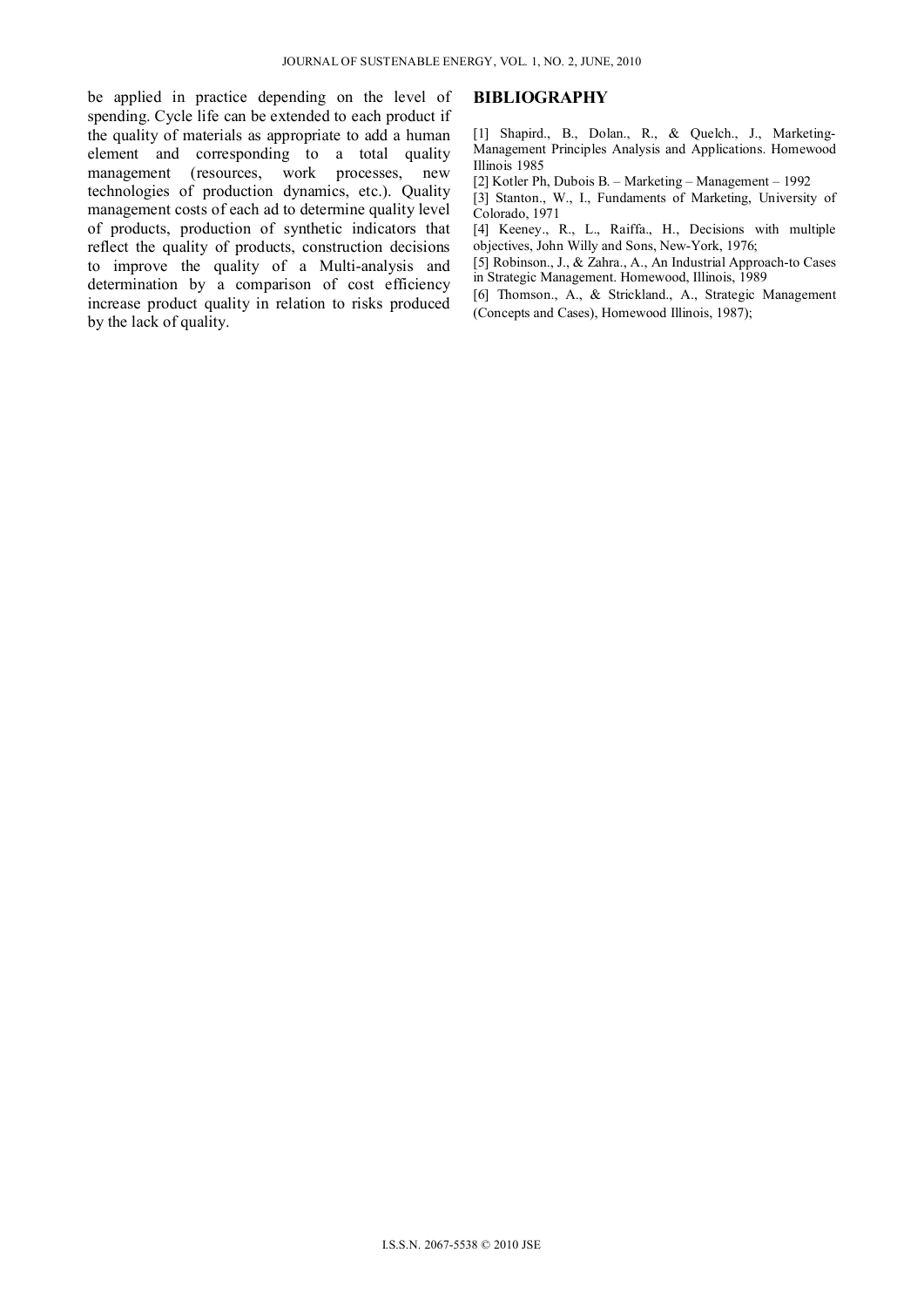be applied in practice depending on the level of spending. Cycle life can be extended to each product if the quality of materials as appropriate to add a human element and corresponding to a total quality management (resources, work processes, new technologies of production dynamics, etc.). Quality management costs of each ad to determine quality level of products, production of synthetic indicators that reflect the quality of products, construction decisions to improve the quality of a Multi-analysis and determination by a comparison of cost efficiency increase product quality in relation to risks produced by the lack of quality.

## BIBLIOGRAPHY

[1] Shapird., B., Dolan., R., & Quelch., J., Marketing-Management Principles Analysis and Applications. Homewood Illinois 1985

[2] Kotler Ph, Dubois B. – Marketing – Management – 1992

[3] Stanton., W., I., Fundaments of Marketing, University of Colorado, 1971

[4] Keeney., R., L., Raiffa., H., Decisions with multiple objectives, John Willy and Sons, New-York, 1976;

[5] Robinson., J., & Zahra., A., An Industrial Approach-to Cases in Strategic Management. Homewood, Illinois, 1989

[6] Thomson., A., & Strickland., A., Strategic Management (Concepts and Cases), Homewood Illinois, 1987);